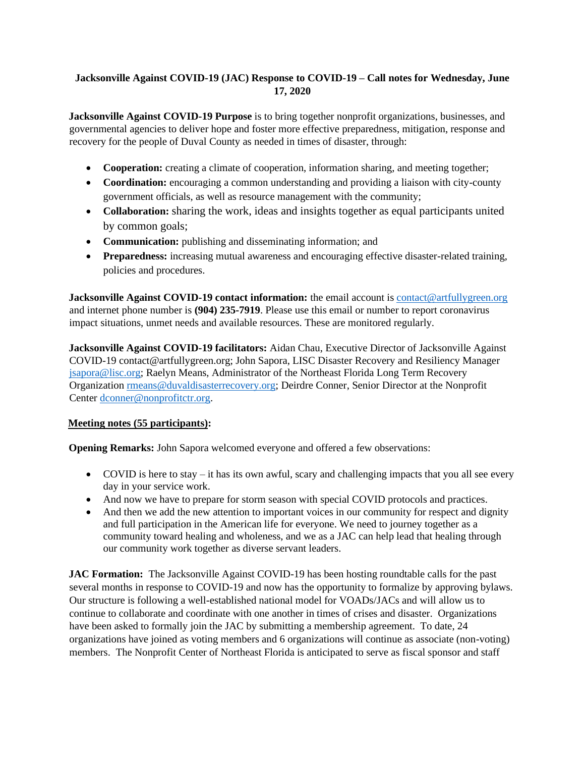# Jacksonville Against COVID-19 (JAC) Response to COVID-19 – Call notes for Wednesday, June 17, 2020

**Jacksonville Against COVID-19 Purpose** is to bring together nonprofit organizations, businesses, and governmental agencies to deliver hope and foster more effective preparedness, mitigation, response and recovery for the people of Duval County as needed in times of disaster, through:

- **Cooperation:** creating a climate of cooperation, information sharing, and meeting together;
- **Coordination:** encouraging a common understanding and providing a liaison with city-county government officials, as well as resource management with the community;
- **Collaboration:** sharing the work, ideas and insights together as equal participants united by common goals;
- **Communication:** publishing and disseminating information; and
- **Preparedness:** increasing mutual awareness and encouraging effective disaster-related training, policies and procedures.

**Jacksonville Against COVID-19 contact information:** the email account is contact@artfullygreen.org and internet phone number is **(904) 235-7919**. Please use this email or number to report coronavirus impact situations, unmet needs and available resources. These are monitored regularly.

**Jacksonville Against COVID-19 facilitators:** Aidan Chau, Executive Director of Jacksonville Against COVID-19 contact@artfullygreen.org; John Sapora, LISC Disaster Recovery and Resiliency Manager jsapora@lisc.org; Raelyn Means, Administrator of the Northeast Florida Long Term Recovery Organization rmeans@duvaldisasterrecovery.org; Deirdre Conner, Senior Director at the Nonprofit Center dconner@nonprofitctr.org.

**Meeting notes (55 participants):**

**Opening Remarks:** John Sapora welcomed everyone and offered a few observations:

- COVID is here to stay – it has its own awful, scary and challenging impacts that you all see every day in your service work.
- And now we have to prepare for storm season with special COVID protocols and practices.
- And then we add the new attention to important voices in our community for respect and dignity and full participation in the American life for everyone. We need to journey together as a community toward healing and wholeness, and we as a JAC can help lead that healing through our community work together as diverse servant leaders.

**JAC Formation:** The Jacksonville Against COVID-19 has been hosting roundtable calls for the past several months in response to COVID-19 and now has the opportunity to formalize by approving bylaws. Our structure is following a well-established national model for VOADs/JACs and will allow us to continue to collaborate and coordinate with one another in times of crises and disaster. Organizations have been asked to formally join the JAC by submitting a membership agreement. To date, 24 organizations have joined as voting members and 6 organizations will continue as associate (non-voting) members. The Nonprofit Center of Northeast Florida is anticipated to serve as fiscal sponsor and staff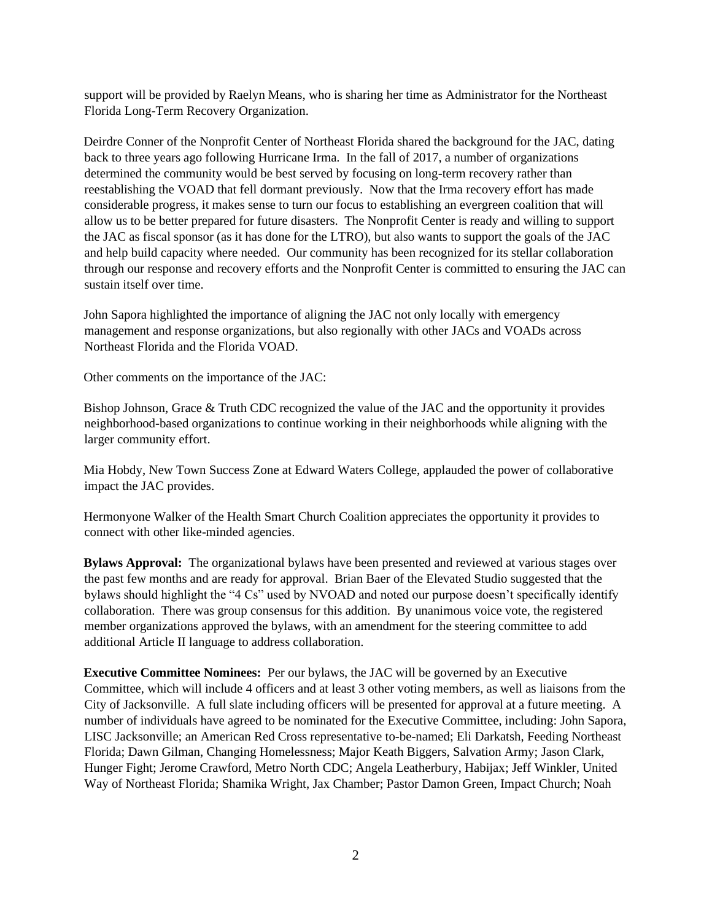support will be provided by Raelyn Means, who is sharing her time as Administrator for the Northeast Florida Long-Term Recovery Organization.

Deirdre Conner of the Nonprofit Center of Northeast Florida shared the background for the JAC, dating back to three years ago following Hurricane Irma. In the fall of 2017, a number of organizations determined the community would be best served by focusing on long-term recovery rather than reestablishing the VOAD that fell dormant previously. Now that the Irma recovery effort has made considerable progress, it makes sense to turn our focus to establishing an evergreen coalition that will allow us to be better prepared for future disasters. The Nonprofit Center is ready and willing to support the JAC as fiscal sponsor (as it has done for the LTRO), but also wants to support the goals of the JAC and help build capacity where needed. Our community has been recognized for its stellar collaboration through our response and recovery efforts and the Nonprofit Center is committed to ensuring the JAC can sustain itself over time.

John Sapora highlighted the importance of aligning the JAC not only locally with emergency management and response organizations, but also regionally with other JACs and VOADs across Northeast Florida and the Florida VOAD.

Other comments on the importance of the JAC:

Bishop Johnson, Grace & Truth CDC recognized the value of the JAC and the opportunity it provides neighborhood-based organizations to continue working in their neighborhoods while aligning with the larger community effort.

Mia Hobdy, New Town Success Zone at Edward Waters College, applauded the power of collaborative impact the JAC provides.

Hermonyone Walker of the Health Smart Church Coalition appreciates the opportunity it provides to connect with other like-minded agencies.

**Bylaws Approval:** The organizational bylaws have been presented and reviewed at various stages over the past few months and are ready for approval. Brian Baer of the Elevated Studio suggested that the bylaws should highlight the "4 Cs" used by NVOAD and noted our purpose doesn't specifically identify collaboration. There was group consensus for this addition. By unanimous voice vote, the registered member organizations approved the bylaws, with an amendment for the steering committee to add additional Article II language to address collaboration.

**Executive Committee Nominees:** Per our bylaws, the JAC will be governed by an Executive Committee, which will include 4 officers and at least 3 other voting members, as well as liaisons from the City of Jacksonville. A full slate including officers will be presented for approval at a future meeting. A number of individuals have agreed to be nominated for the Executive Committee, including: John Sapora, LISC Jacksonville; an American Red Cross representative to-be-named; Eli Darkatsh, Feeding Northeast Florida; Dawn Gilman, Changing Homelessness; Major Keath Biggers, Salvation Army; Jason Clark, Hunger Fight; Jerome Crawford, Metro North CDC; Angela Leatherbury, Habijax; Jeff Winkler, United Way of Northeast Florida; Shamika Wright, Jax Chamber; Pastor Damon Green, Impact Church; Noah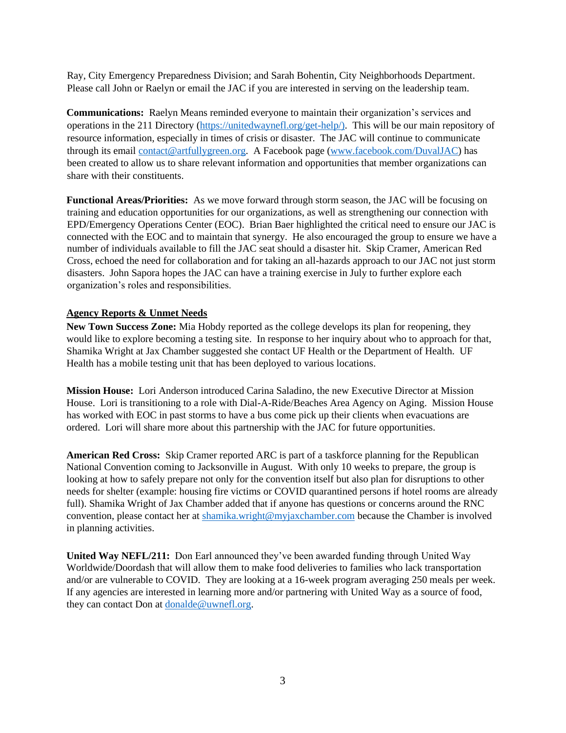Ray, City Emergency Preparedness Division; and Sarah Bohentin, City Neighborhoods Department. Please call John or Raelyn or email the JAC if you are interested in serving on the leadership team.

**Communications:** Raelyn Means reminded everyone to maintain their organization's services and operations in the 211 Directory (https://unitedwaynefl.org/get-help/). This will be our main repository of resource information, especially in times of crisis or disaster. The JAC will continue to communicate through its email contact@artfullygreen.org. A Facebook page (www.facebook.com/DuvalJAC) has been created to allow us to share relevant information and opportunities that member organizations can share with their constituents.

**Functional Areas/Priorities:** As we move forward through storm season, the JAC will be focusing on training and education opportunities for our organizations, as well as strengthening our connection with EPD/Emergency Operations Center (EOC). Brian Baer highlighted the critical need to ensure our JAC is connected with the EOC and to maintain that synergy. He also encouraged the group to ensure we have a number of individuals available to fill the JAC seat should a disaster hit. Skip Cramer, American Red Cross, echoed the need for collaboration and for taking an all-hazards approach to our JAC not just storm disasters. John Sapora hopes the JAC can have a training exercise in July to further explore each organization's roles and responsibilities.

## Agency Reports & Unmet Needs

**New Town Success Zone:** Mia Hobdy reported as the college develops its plan for reopening, they would like to explore becoming a testing site. In response to her inquiry about who to approach for that, Shamika Wright at Jax Chamber suggested she contact UF Health or the Department of Health. UF Health has a mobile testing unit that has been deployed to various locations.

**Mission House:** Lori Anderson introduced Carina Saladino, the new Executive Director at Mission House. Lori is transitioning to a role with Dial-A-Ride/Beaches Area Agency on Aging. Mission House has worked with EOC in past storms to have a bus come pick up their clients when evacuations are ordered. Lori will share more about this partnership with the JAC for future opportunities.

**American Red Cross:** Skip Cramer reported ARC is part of a taskforce planning for the Republican National Convention coming to Jacksonville in August. With only 10 weeks to prepare, the group is looking at how to safely prepare not only for the convention itself but also plan for disruptions to other needs for shelter (example: housing fire victims or COVID quarantined persons if hotel rooms are already full). Shamika Wright of Jax Chamber added that if anyone has questions or concerns around the RNC convention, please contact her at shamika.wright@myjaxchamber.com because the Chamber is involved in planning activities.

**United Way NEFL/211:** Don Earl announced they've been awarded funding through United Way Worldwide/Doordash that will allow them to make food deliveries to families who lack transportation and/or are vulnerable to COVID. They are looking at a 16-week program averaging 250 meals per week. If any agencies are interested in learning more and/or partnering with United Way as a source of food, they can contact Don at donalde@uwnefl.org.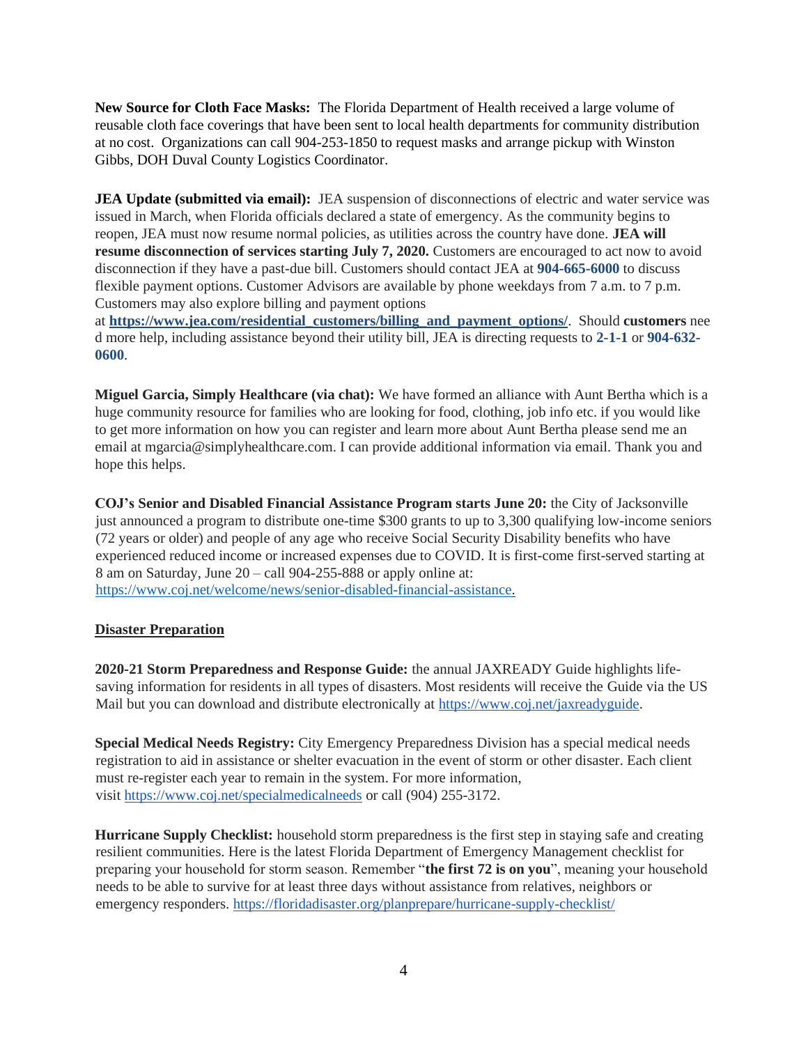**New Source for Cloth Face Masks:** The Florida Department of Health received a large volume of reusable cloth face coverings that have been sent to local health departments for community distribution at no cost. Organizations can call 904-253-1850 to request masks and arrange pickup with Winston Gibbs, DOH Duval County Logistics Coordinator.

**JEA Update (submitted via email):** JEA suspension of disconnections of electric and water service was issued in March, when Florida officials declared a state of emergency. As the community begins to reopen, JEA must now resume normal policies, as utilities across the country have done. **JEA will resume disconnection of services starting July 7, 2020.** Customers are encouraged to act now to avoid disconnection if they have a past-due bill. Customers should contact JEA at **904-665-6000** to discuss flexible payment options. Customer Advisors are available by phone weekdays from 7 a.m. to 7 p.m. Customers may also explore billing and payment options at **https://www.jea.com/residential_customers/billing_and_payment_options/**. Should **customers** need more help, including assistance beyond their utility bill, JEA is directing requests to **2-1-1** or **904-632-0600**.

**Miguel Garcia, Simply Healthcare (via chat):** We have formed an alliance with Aunt Bertha which is a huge community resource for families who are looking for food, clothing, job info etc. if you would like to get more information on how you can register and learn more about Aunt Bertha please send me an email at mgarcia@simplyhealthcare.com. I can provide additional information via email. Thank you and hope this helps.

**COJ's Senior and Disabled Financial Assistance Program starts June 20:** the City of Jacksonville just announced a program to distribute one-time $300 grants to up to 3,300 qualifying low-income seniors (72 years or older) and people of any age who receive Social Security Disability benefits who have experienced reduced income or increased expenses due to COVID. It is first-come first-served starting at 8 am on Saturday, June 20 – call 904-255-888 or apply online at: https://www.coj.net/welcome/news/senior-disabled-financial-assistance.

## Disaster Preparation

**2020-21 Storm Preparedness and Response Guide:** the annual JAXREADY Guide highlights life-saving information for residents in all types of disasters. Most residents will receive the Guide via the US Mail but you can download and distribute electronically at https://www.coj.net/jaxreadyguide.

**Special Medical Needs Registry:** City Emergency Preparedness Division has a special medical needs registration to aid in assistance or shelter evacuation in the event of storm or other disaster. Each client must re-register each year to remain in the system. For more information, visit https://www.coj.net/specialmedicalneeds or call (904) 255-3172.

**Hurricane Supply Checklist:** household storm preparedness is the first step in staying safe and creating resilient communities. Here is the latest Florida Department of Emergency Management checklist for preparing your household for storm season. Remember "**the first 72 is on you**", meaning your household needs to be able to survive for at least three days without assistance from relatives, neighbors or emergency responders. https://floridadisaster.org/planprepare/hurricane-supply-checklist/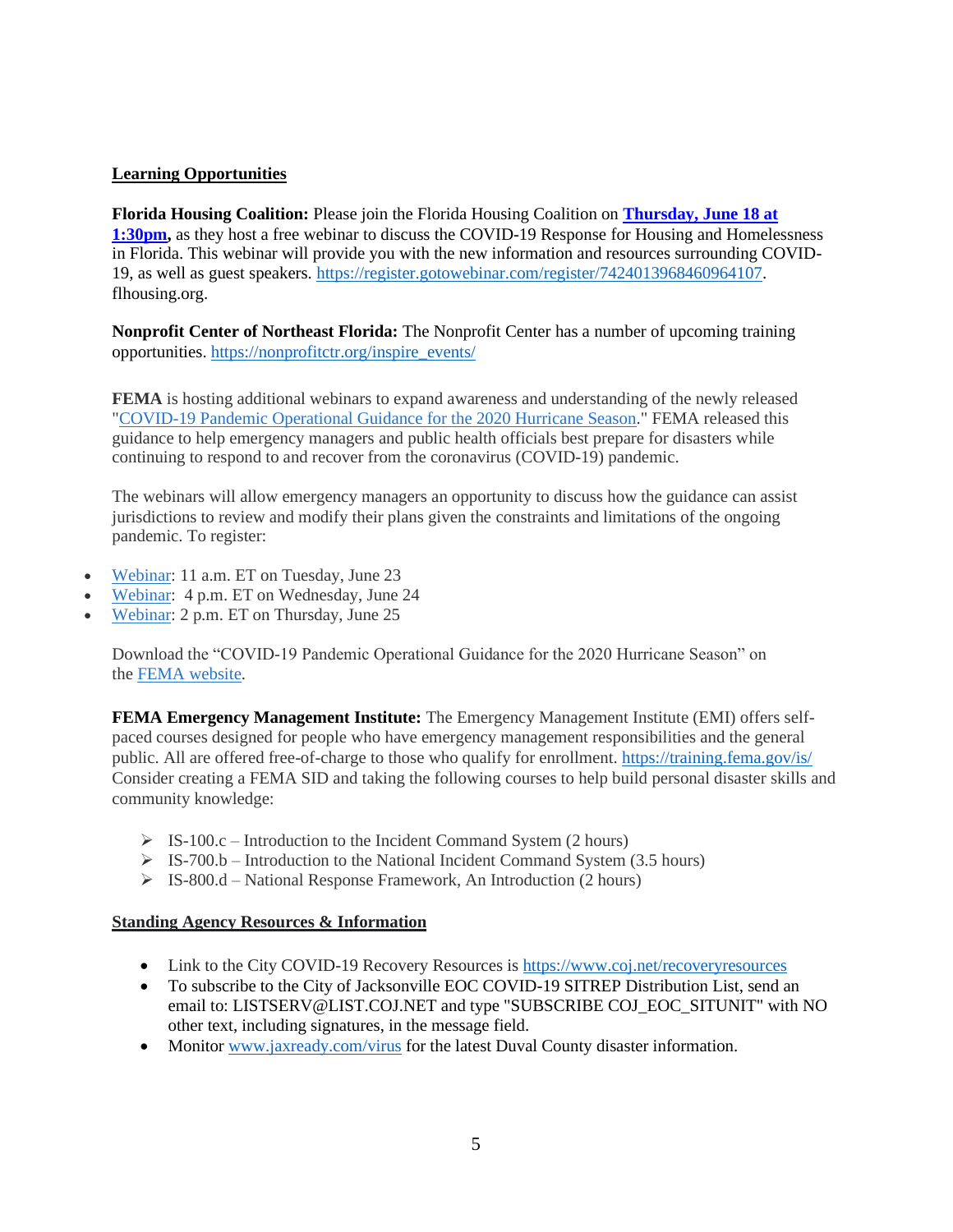**Learning Opportunities**

**Florida Housing Coalition:** Please join the Florida Housing Coalition on **Thursday, June 18 at 1:30pm,** as they host a free webinar to discuss the COVID-19 Response for Housing and Homelessness in Florida. This webinar will provide you with the new information and resources surrounding COVID-19, as well as guest speakers. https://register.gotowebinar.com/register/7424013968460964107. flhousing.org.

**Nonprofit Center of Northeast Florida:** The Nonprofit Center has a number of upcoming training opportunities. https://nonprofitctr.org/inspire_events/

**FEMA** is hosting additional webinars to expand awareness and understanding of the newly released "COVID-19 Pandemic Operational Guidance for the 2020 Hurricane Season." FEMA released this guidance to help emergency managers and public health officials best prepare for disasters while continuing to respond to and recover from the coronavirus (COVID-19) pandemic.

The webinars will allow emergency managers an opportunity to discuss how the guidance can assist jurisdictions to review and modify their plans given the constraints and limitations of the ongoing pandemic. To register:

- Webinar: 11 a.m. ET on Tuesday, June 23
- Webinar: 4 p.m. ET on Wednesday, June 24
- Webinar: 2 p.m. ET on Thursday, June 25

Download the "COVID-19 Pandemic Operational Guidance for the 2020 Hurricane Season" on the FEMA website.

**FEMA Emergency Management Institute:** The Emergency Management Institute (EMI) offers self-paced courses designed for people who have emergency management responsibilities and the general public. All are offered free-of-charge to those who qualify for enrollment. https://training.fema.gov/is/ Consider creating a FEMA SID and taking the following courses to help build personal disaster skills and community knowledge:

- IS-100.c – Introduction to the Incident Command System (2 hours)
- IS-700.b – Introduction to the National Incident Command System (3.5 hours)
- IS-800.d – National Response Framework, An Introduction (2 hours)

**Standing Agency Resources & Information**

- Link to the City COVID-19 Recovery Resources is https://www.coj.net/recoveryresources
- To subscribe to the City of Jacksonville EOC COVID-19 SITREP Distribution List, send an email to: LISTSERV@LIST.COJ.NET and type "SUBSCRIBE COJ_EOC_SITUNIT" with NO other text, including signatures, in the message field.
- Monitor www.jaxready.com/virus for the latest Duval County disaster information.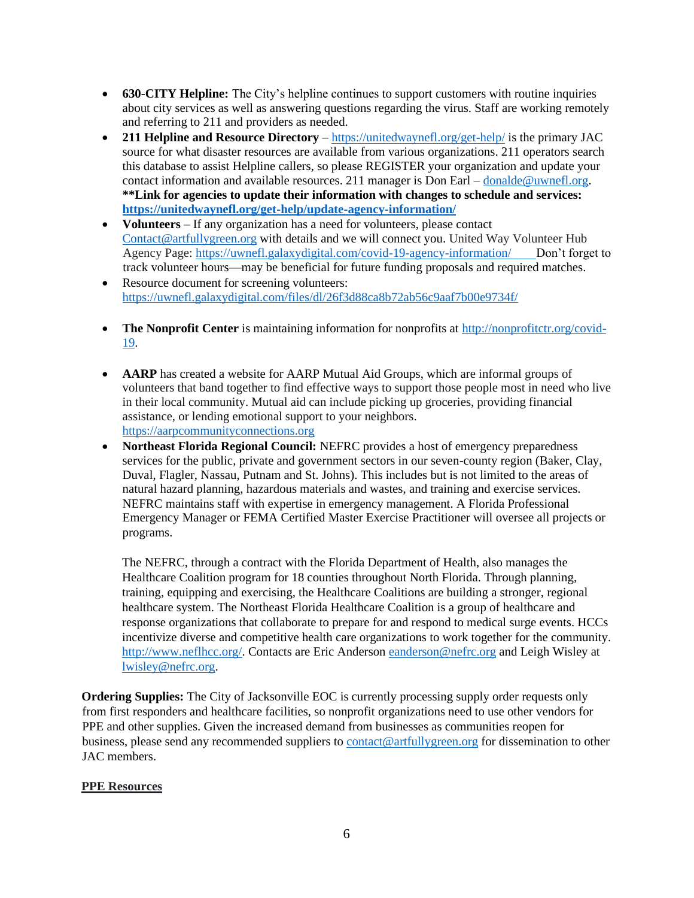- **630-CITY Helpline:** The City's helpline continues to support customers with routine inquiries about city services as well as answering questions regarding the virus. Staff are working remotely and referring to 211 and providers as needed.
- **211 Helpline and Resource Directory** – https://unitedwaynefl.org/get-help/ is the primary JAC source for what disaster resources are available from various organizations. 211 operators search this database to assist Helpline callers, so please REGISTER your organization and update your contact information and available resources. 211 manager is Don Earl – donalde@uwnefl.org. **\*\*Link for agencies to update their information with changes to schedule and services: https://unitedwaynefl.org/get-help/update-agency-information/**
- **Volunteers** – If any organization has a need for volunteers, please contact Contact@artfullygreen.org with details and we will connect you. United Way Volunteer Hub Agency Page: https://uwnefl.galaxydigital.com/covid-19-agency-information/ Don't forget to track volunteer hours—may be beneficial for future funding proposals and required matches.
- Resource document for screening volunteers: https://uwnefl.galaxydigital.com/files/dl/26f3d88ca8b72ab56c9aaf7b00e9734f/
- **The Nonprofit Center** is maintaining information for nonprofits at http://nonprofitctr.org/covid-19.
- **AARP** has created a website for AARP Mutual Aid Groups, which are informal groups of volunteers that band together to find effective ways to support those people most in need who live in their local community. Mutual aid can include picking up groceries, providing financial assistance, or lending emotional support to your neighbors. https://aarpcommunityconnections.org
- **Northeast Florida Regional Council:** NEFRC provides a host of emergency preparedness services for the public, private and government sectors in our seven-county region (Baker, Clay, Duval, Flagler, Nassau, Putnam and St. Johns). This includes but is not limited to the areas of natural hazard planning, hazardous materials and wastes, and training and exercise services. NEFRC maintains staff with expertise in emergency management. A Florida Professional Emergency Manager or FEMA Certified Master Exercise Practitioner will oversee all projects or programs.

  The NEFRC, through a contract with the Florida Department of Health, also manages the Healthcare Coalition program for 18 counties throughout North Florida. Through planning, training, equipping and exercising, the Healthcare Coalitions are building a stronger, regional healthcare system. The Northeast Florida Healthcare Coalition is a group of healthcare and response organizations that collaborate to prepare for and respond to medical surge events. HCCs incentivize diverse and competitive health care organizations to work together for the community. http://www.neflhcc.org/. Contacts are Eric Anderson eanderson@nefrc.org and Leigh Wisley at lwisley@nefrc.org.

**Ordering Supplies:** The City of Jacksonville EOC is currently processing supply order requests only from first responders and healthcare facilities, so nonprofit organizations need to use other vendors for PPE and other supplies. Given the increased demand from businesses as communities reopen for business, please send any recommended suppliers to contact@artfullygreen.org for dissemination to other JAC members.

**PPE Resources**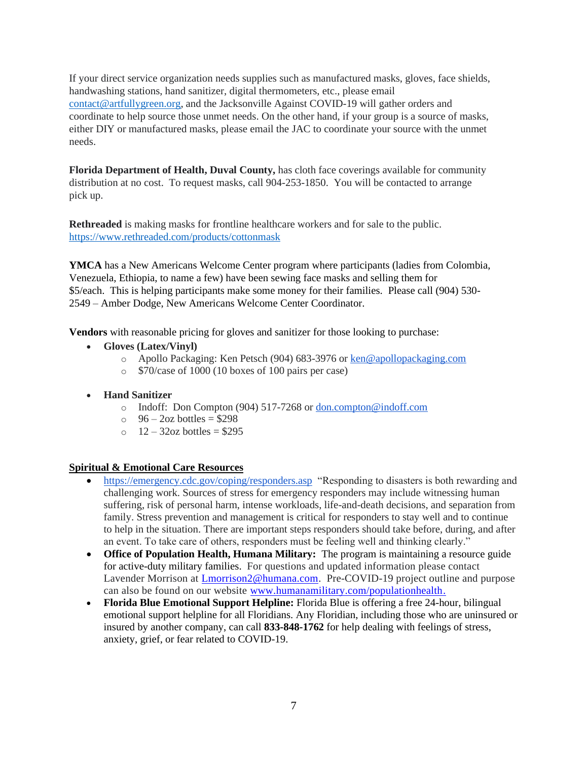If your direct service organization needs supplies such as manufactured masks, gloves, face shields, handwashing stations, hand sanitizer, digital thermometers, etc., please email contact@artfullygreen.org, and the Jacksonville Against COVID-19 will gather orders and coordinate to help source those unmet needs. On the other hand, if your group is a source of masks, either DIY or manufactured masks, please email the JAC to coordinate your source with the unmet needs.

**Florida Department of Health, Duval County,** has cloth face coverings available for community distribution at no cost. To request masks, call 904-253-1850. You will be contacted to arrange pick up.

**Rethreaded** is making masks for frontline healthcare workers and for sale to the public. https://www.rethreaded.com/products/cottonmask

**YMCA** has a New Americans Welcome Center program where participants (ladies from Colombia, Venezuela, Ethiopia, to name a few) have been sewing face masks and selling them for $5/each. This is helping participants make some money for their families. Please call (904) 530-2549 – Amber Dodge, New Americans Welcome Center Coordinator.

**Vendors** with reasonable pricing for gloves and sanitizer for those looking to purchase:

- **Gloves (Latex/Vinyl)**
  - Apollo Packaging: Ken Petsch (904) 683-3976 or ken@apollopackaging.com
  - $70/case of 1000 (10 boxes of 100 pairs per case)

- **Hand Sanitizer**
  - Indoff: Don Compton (904) 517-7268 or don.compton@indoff.com
  - 96 – 2oz bottles = $298
  - 12 – 32oz bottles = $295

## Spiritual & Emotional Care Resources

- https://emergency.cdc.gov/coping/responders.asp "Responding to disasters is both rewarding and challenging work. Sources of stress for emergency responders may include witnessing human suffering, risk of personal harm, intense workloads, life-and-death decisions, and separation from family. Stress prevention and management is critical for responders to stay well and to continue to help in the situation. There are important steps responders should take before, during, and after an event. To take care of others, responders must be feeling well and thinking clearly."
- **Office of Population Health, Humana Military:** The program is maintaining a resource guide for active-duty military families. For questions and updated information please contact Lavender Morrison at Lmorrison2@humana.com. Pre-COVID-19 project outline and purpose can also be found on our website www.humanamilitary.com/populationhealth.
- **Florida Blue Emotional Support Helpline:** Florida Blue is offering a free 24-hour, bilingual emotional support helpline for all Floridians. Any Floridian, including those who are uninsured or insured by another company, can call **833-848-1762** for help dealing with feelings of stress, anxiety, grief, or fear related to COVID-19.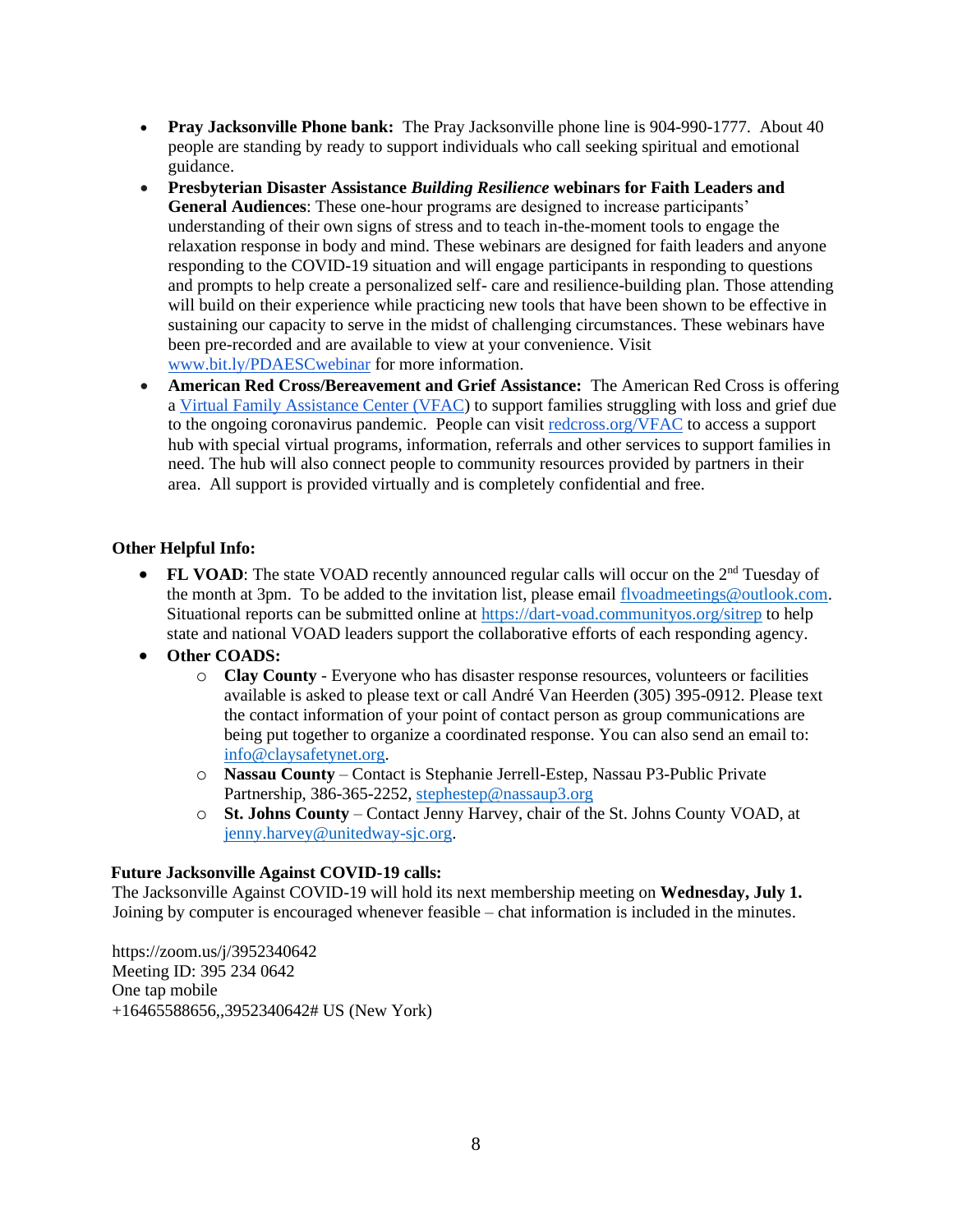- **Pray Jacksonville Phone bank:** The Pray Jacksonville phone line is 904-990-1777. About 40 people are standing by ready to support individuals who call seeking spiritual and emotional guidance.
- **Presbyterian Disaster Assistance *Building Resilience* webinars for Faith Leaders and General Audiences**: These one-hour programs are designed to increase participants' understanding of their own signs of stress and to teach in-the-moment tools to engage the relaxation response in body and mind. These webinars are designed for faith leaders and anyone responding to the COVID-19 situation and will engage participants in responding to questions and prompts to help create a personalized self- care and resilience-building plan. Those attending will build on their experience while practicing new tools that have been shown to be effective in sustaining our capacity to serve in the midst of challenging circumstances. These webinars have been pre-recorded and are available to view at your convenience. Visit www.bit.ly/PDAESCwebinar for more information.
- **American Red Cross/Bereavement and Grief Assistance:** The American Red Cross is offering a Virtual Family Assistance Center (VFAC) to support families struggling with loss and grief due to the ongoing coronavirus pandemic. People can visit redcross.org/VFAC to access a support hub with special virtual programs, information, referrals and other services to support families in need. The hub will also connect people to community resources provided by partners in their area. All support is provided virtually and is completely confidential and free.

**Other Helpful Info:**

- **FL VOAD**: The state VOAD recently announced regular calls will occur on the 2nd Tuesday of the month at 3pm. To be added to the invitation list, please email flvoadmeetings@outlook.com. Situational reports can be submitted online at https://dart-voad.communityos.org/sitrep to help state and national VOAD leaders support the collaborative efforts of each responding agency.
- **Other COADS:**
  - **Clay County** - Everyone who has disaster response resources, volunteers or facilities available is asked to please text or call André Van Heerden (305) 395-0912. Please text the contact information of your point of contact person as group communications are being put together to organize a coordinated response. You can also send an email to: info@claysafetynet.org.
  - **Nassau County** – Contact is Stephanie Jerrell-Estep, Nassau P3-Public Private Partnership, 386-365-2252, stephestep@nassaup3.org
  - **St. Johns County** – Contact Jenny Harvey, chair of the St. Johns County VOAD, at jenny.harvey@unitedway-sjc.org.

**Future Jacksonville Against COVID-19 calls:**

The Jacksonville Against COVID-19 will hold its next membership meeting on **Wednesday, July 1.** Joining by computer is encouraged whenever feasible – chat information is included in the minutes.

https://zoom.us/j/3952340642
Meeting ID: 395 234 0642
One tap mobile
+16465588656,,3952340642# US (New York)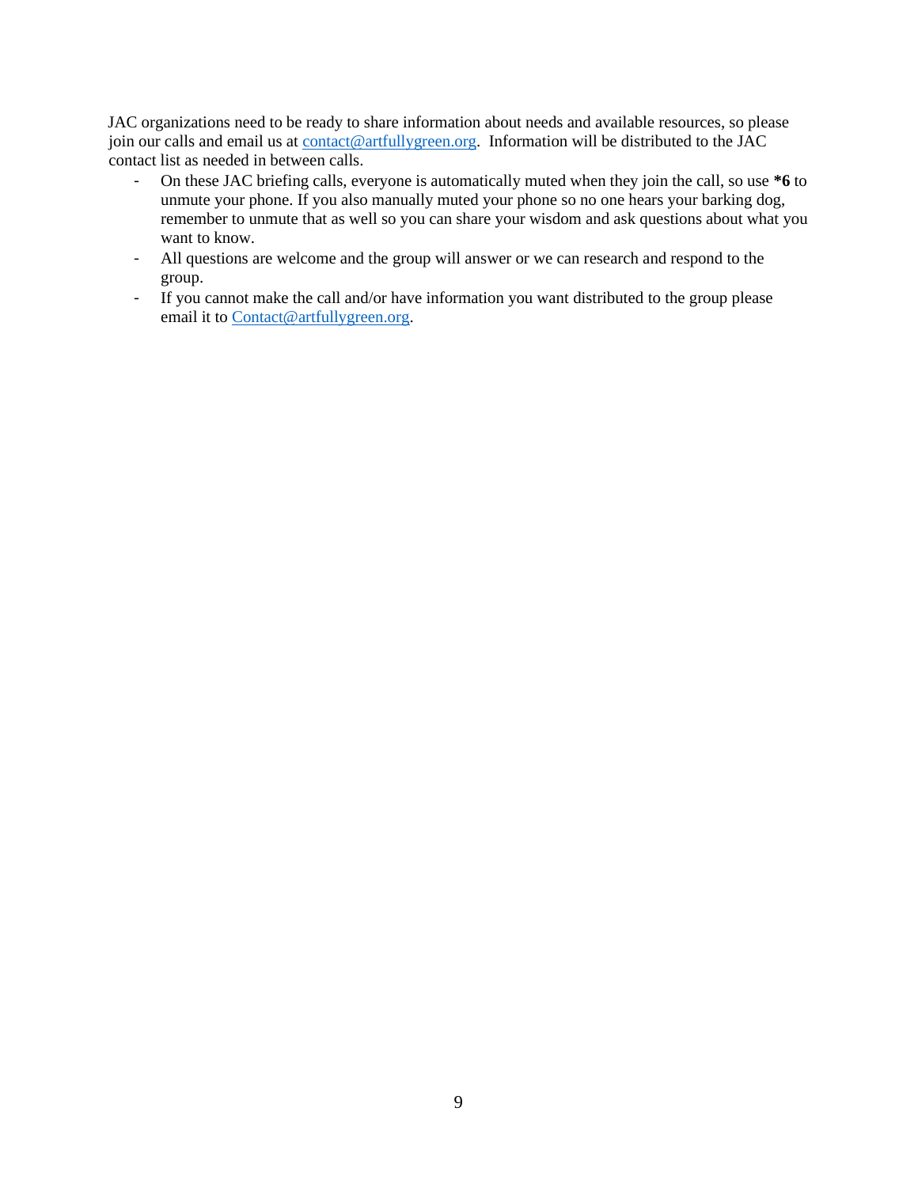JAC organizations need to be ready to share information about needs and available resources, so please join our calls and email us at contact@artfullygreen.org. Information will be distributed to the JAC contact list as needed in between calls.

- On these JAC briefing calls, everyone is automatically muted when they join the call, so use **\*6** to unmute your phone. If you also manually muted your phone so no one hears your barking dog, remember to unmute that as well so you can share your wisdom and ask questions about what you want to know.
- All questions are welcome and the group will answer or we can research and respond to the group.
- If you cannot make the call and/or have information you want distributed to the group please email it to Contact@artfullygreen.org.